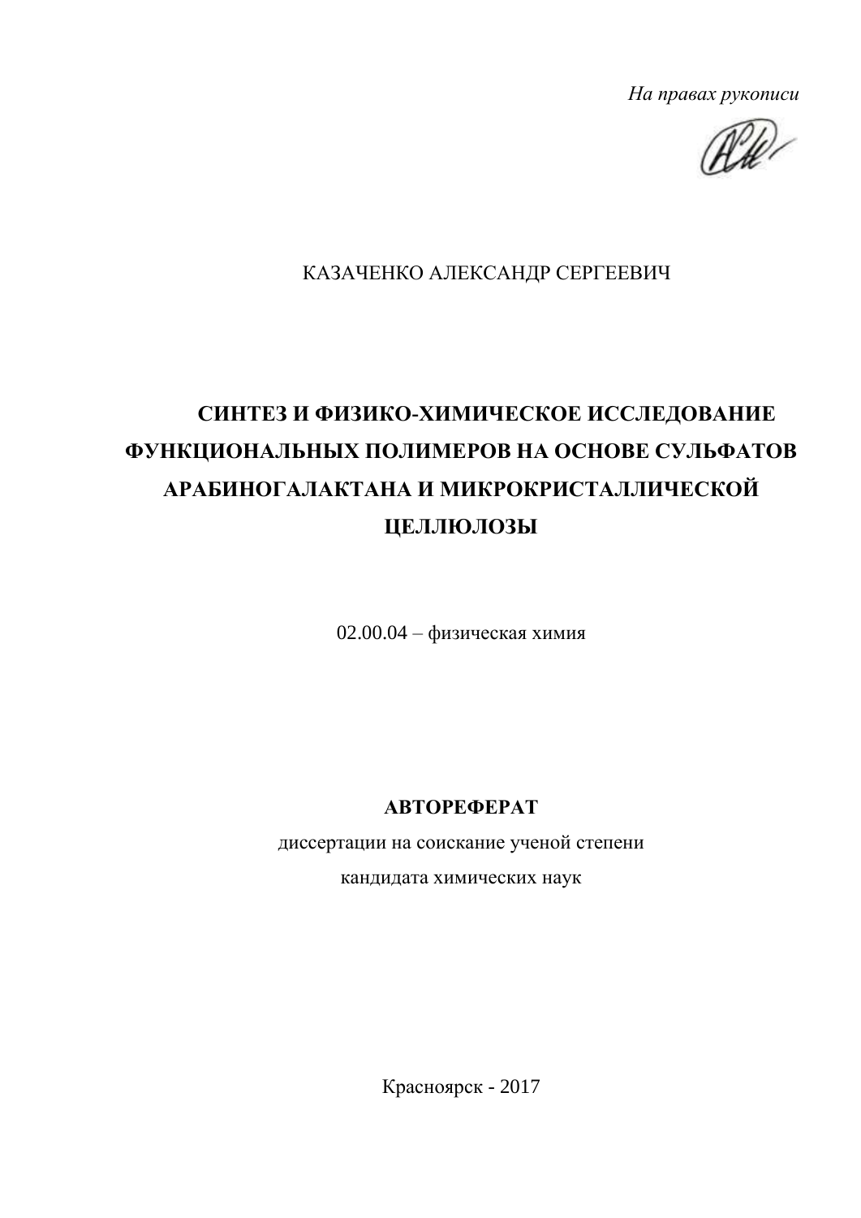*На правах рукописи*

КАЗАЧЕНКО АЛЕКСАНДР СЕРГЕЕВИЧ

# СИНТЕЗ И ФИЗИКО-ХИМИЧЕСКОЕ ИССЛЕДОВАНИЕ ФУНКЦИОНАЛЬНЫХ ПОЛИМЕРОВ НА ОСНОВЕ СУЛЬФАТОВ АРАБИНОГАЛАКТАНА И МИКРОКРИСТАЛЛИЧЕСКОЙ ЦЕЛЛЮЛОЗЫ

02.00.04 – физическая химия

**АВТОРЕФЕРАТ**

диссертации на соискание ученой степени

кандидата химических наук

Красноярск - 2017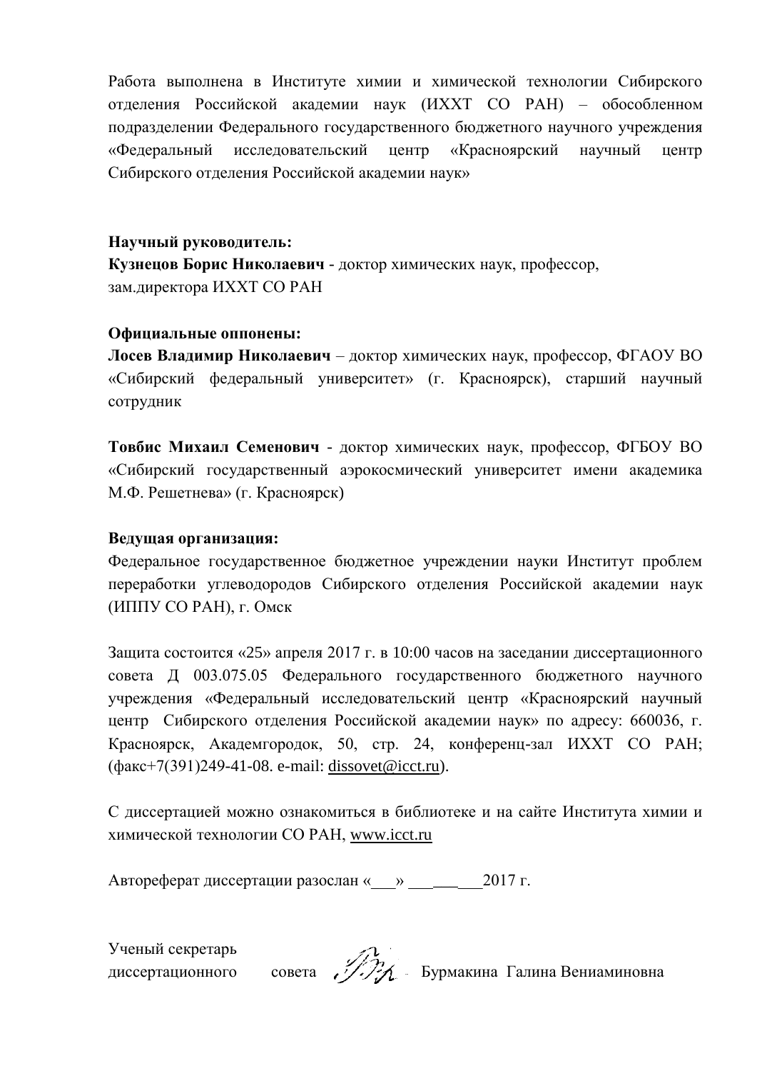Работа выполнена в Институте химии и химической технологии Сибирского отделения Российской академии наук (ИХХТ СО РАН) – обособленном подразделении Федерального государственного бюджетного научного учреждения «Федеральный исследовательский центр «Красноярский научный центр Сибирского отделения Российской академии наук»

**Научный руководитель:**
**Кузнецов Борис Николаевич** - доктор химических наук, профессор, зам.директора ИХХТ СО РАН

**Официальные оппонены:**
**Лосев Владимир Николаевич** – доктор химических наук, профессор, ФГАОУ ВО «Сибирский федеральный университет» (г. Красноярск), старший научный сотрудник

**Товбис Михаил Семенович** - доктор химических наук, профессор, ФГБОУ ВО «Сибирский государственный аэрокосмический университет имени академика М.Ф. Решетнева» (г. Красноярск)

**Ведущая организация:**
Федеральное государственное бюджетное учреждении науки Институт проблем переработки углеводородов Сибирского отделения Российской академии наук (ИППУ СО РАН), г. Омск

Защита состоится «25» апреля 2017 г. в 10:00 часов на заседании диссертационного совета Д 003.075.05 Федерального государственного бюджетного научного учреждения «Федеральный исследовательский центр «Красноярский научный центр Сибирского отделения Российской академии наук» по адресу: 660036, г. Красноярск, Академгородок, 50, стр. 24, конференц-зал ИХХТ СО РАН; (факс+7(391)249-41-08. e-mail: dissovet@icct.ru).

С диссертацией можно ознакомиться в библиотеке и на сайте Института химии и химической технологии СО РАН, www.icct.ru

Автореферат диссертации разослан «___» _________2017 г.

Ученый секретарь
диссертационного совета Бурмакина Галина Вениаминовна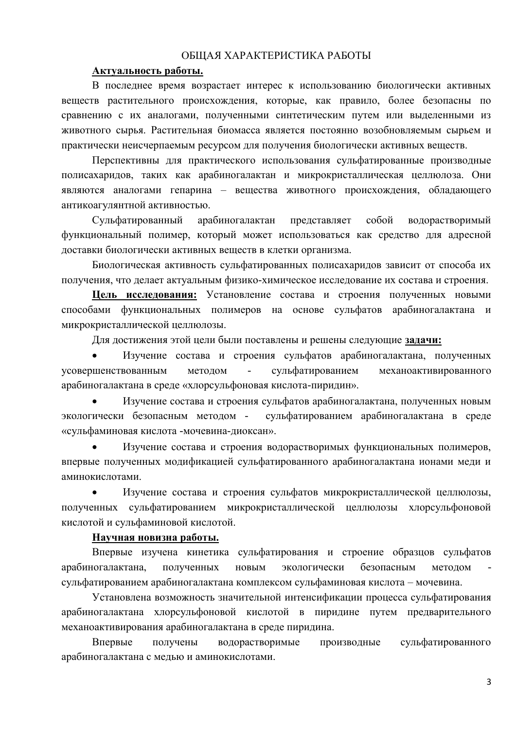## ОБЩАЯ ХАРАКТЕРИСТИКА РАБОТЫ

**Актуальность работы.**

В последнее время возрастает интерес к использованию биологически активных веществ растительного происхождения, которые, как правило, более безопасны по сравнению с их аналогами, полученными синтетическим путем или выделенными из животного сырья. Растительная биомасса является постоянно возобновляемым сырьем и практически неисчерпаемым ресурсом для получения биологически активных веществ.

Перспективны для практического использования сульфатированные производные полисахаридов, таких как арабиногалактан и микрокристаллическая целлюлоза. Они являются аналогами гепарина – вещества животного происхождения, обладающего антикоагулянтной активностью.

Сульфатированный арабиногалактан представляет собой водорастворимый функциональный полимер, который может использоваться как средство для адресной доставки биологически активных веществ в клетки организма.

Биологическая активность сульфатированных полисахаридов зависит от способа их получения, что делает актуальным физико-химическое исследование их состава и строения.

**Цель исследования:** Установление состава и строения полученных новыми способами функциональных полимеров на основе сульфатов арабиногалактана и микрокристаллической целлюлозы.

Для достижения этой цели были поставлены и решены следующие **задачи:**

- Изучение состава и строения сульфатов арабиногалактана, полученных усовершенствованным методом - сульфатированием механоактивированного арабиногалактана в среде «хлорсульфоновая кислота-пиридин».
- Изучение состава и строения сульфатов арабиногалактана, полученных новым экологически безопасным методом - сульфатированием арабиногалактана в среде «сульфаминовая кислота -мочевина-диоксан».
- Изучение состава и строения водорастворимых функциональных полимеров, впервые полученных модификацией сульфатированного арабиногалактана ионами меди и аминокислотами.
- Изучение состава и строения сульфатов микрокристаллической целлюлозы, полученных сульфатированием микрокристаллической целлюлозы хлорсульфоновой кислотой и сульфаминовой кислотой.

**Научная новизна работы.**

Впервые изучена кинетика сульфатирования и строение образцов сульфатов арабиногалактана, полученных новым экологически безопасным методом - сульфатированием арабиногалактана комплексом сульфаминовая кислота – мочевина.

Установлена возможность значительной интенсификации процесса сульфатирования арабиногалактана хлорсульфоновой кислотой в пиридине путем предварительного механоактивирования арабиногалактана в среде пиридина.

Впервые получены водорастворимые производные сульфатированного арабиногалактана с медью и аминокислотами.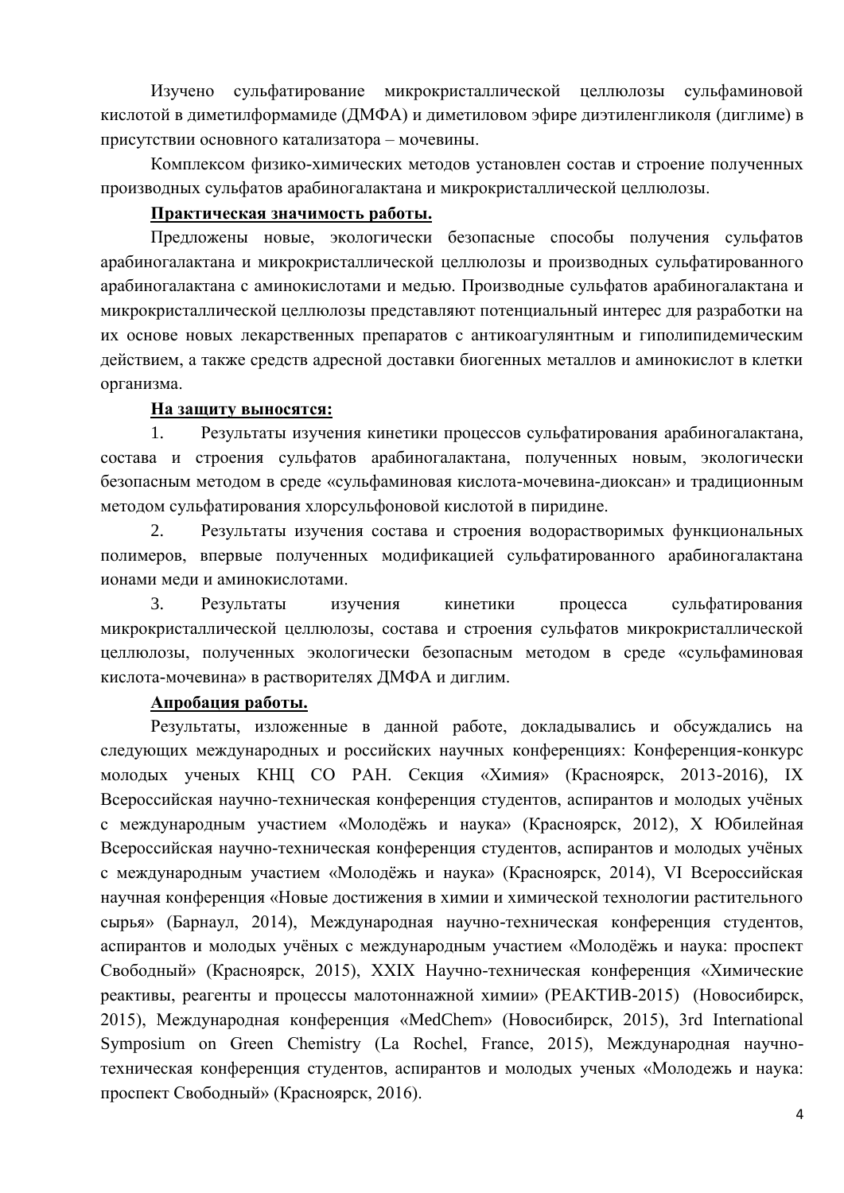Изучено сульфатирование микрокристаллической целлюлозы сульфаминовой кислотой в диметилформамиде (ДМФА) и диметиловом эфире диэтиленгликоля (диглиме) в присутствии основного катализатора – мочевины.

Комплексом физико-химических методов установлен состав и строение полученных производных сульфатов арабиногалактана и микрокристаллической целлюлозы.

**<u>Практическая значимость работы.</u>**

Предложены новые, экологически безопасные способы получения сульфатов арабиногалактана и микрокристаллической целлюлозы и производных сульфатированного арабиногалактана с аминокислотами и медью. Производные сульфатов арабиногалактана и микрокристаллической целлюлозы представляют потенциальный интерес для разработки на их основе новых лекарственных препаратов с антикоагулянтным и гиполипидемическим действием, а также средств адресной доставки биогенных металлов и аминокислот в клетки организма.

**<u>На защиту выносятся:</u>**

1. Результаты изучения кинетики процессов сульфатирования арабиногалактана, состава и строения сульфатов арабиногалактана, полученных новым, экологически безопасным методом в среде «сульфаминовая кислота-мочевина-диоксан» и традиционным методом сульфатирования хлорсульфоновой кислотой в пиридине.
2. Результаты изучения состава и строения водорастворимых функциональных полимеров, впервые полученных модификацией сульфатированного арабиногалактана ионами меди и аминокислотами.
3. Результаты изучения кинетики процесса сульфатирования микрокристаллической целлюлозы, состава и строения сульфатов микрокристаллической целлюлозы, полученных экологически безопасным методом в среде «сульфаминовая кислота-мочевина» в растворителях ДМФА и диглим.

**<u>Апробация работы.</u>**

Результаты, изложенные в данной работе, докладывались и обсуждались на следующих международных и российских научных конференциях: Конференция-конкурс молодых ученых КНЦ СО РАН. Секция «Химия» (Красноярск, 2013-2016), IX Всероссийская научно-техническая конференция студентов, аспирантов и молодых учёных с международным участием «Молодёжь и наука» (Красноярск, 2012), X Юбилейная Всероссийская научно-техническая конференция студентов, аспирантов и молодых учёных с международным участием «Молодёжь и наука» (Красноярск, 2014), VI Всероссийская научная конференция «Новые достижения в химии и химической технологии растительного сырья» (Барнаул, 2014), Международная научно-техническая конференция студентов, аспирантов и молодых учёных с международным участием «Молодёжь и наука: проспект Свободный» (Красноярск, 2015), XXIX Научно-техническая конференция «Химические реактивы, реагенты и процессы малотоннажной химии» (РЕАКТИВ-2015) (Новосибирск, 2015), Международная конференция «MedChem» (Новосибирск, 2015), 3rd International Symposium on Green Chemistry (La Rochel, France, 2015), Международная научно-техническая конференция студентов, аспирантов и молодых ученых «Молодежь и наука: проспект Свободный» (Красноярск, 2016).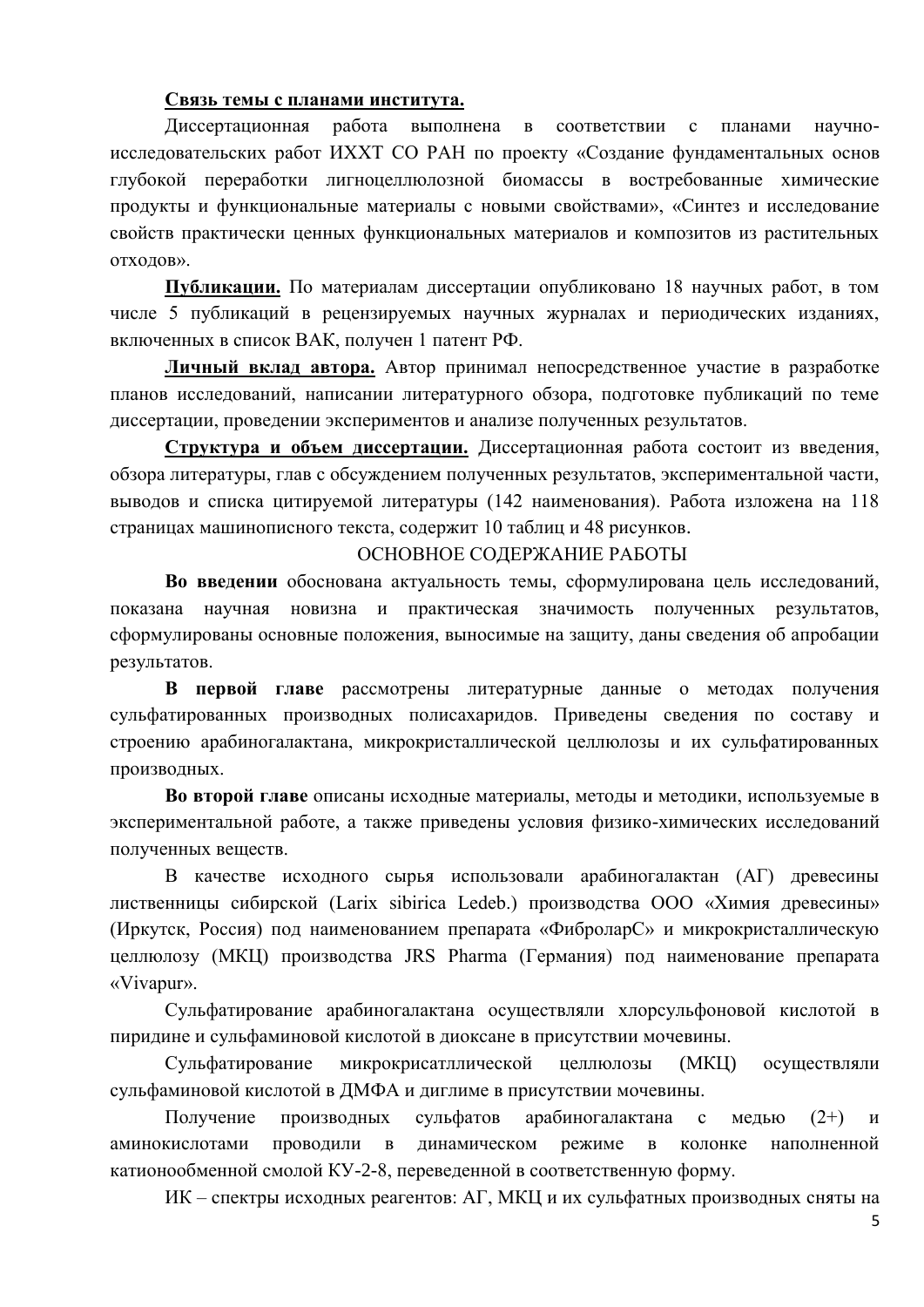**Связь темы с планами института.**

Диссертационная работа выполнена в соответствии с планами научно-исследовательских работ ИХХТ СО РАН по проекту «Создание фундаментальных основ глубокой переработки лигноцеллюлозной биомассы в востребованные химические продукты и функциональные материалы с новыми свойствами», «Синтез и исследование свойств практически ценных функциональных материалов и композитов из растительных отходов».

**Публикации.** По материалам диссертации опубликовано 18 научных работ, в том числе 5 публикаций в рецензируемых научных журналах и периодических изданиях, включенных в список ВАК, получен 1 патент РФ.

**Личный вклад автора.** Автор принимал непосредственное участие в разработке планов исследований, написании литературного обзора, подготовке публикаций по теме диссертации, проведении экспериментов и анализе полученных результатов.

**Структура и объем диссертации.** Диссертационная работа состоит из введения, обзора литературы, глав с обсуждением полученных результатов, экспериментальной части, выводов и списка цитируемой литературы (142 наименования). Работа изложена на 118 страницах машинописного текста, содержит 10 таблиц и 48 рисунков.

## ОСНОВНОЕ СОДЕРЖАНИЕ РАБОТЫ

**Во введении** обоснована актуальность темы, сформулирована цель исследований, показана научная новизна и практическая значимость полученных результатов, сформулированы основные положения, выносимые на защиту, даны сведения об апробации результатов.

**В первой главе** рассмотрены литературные данные о методах получения сульфатированных производных полисахаридов. Приведены сведения по составу и строению арабиногалактана, микрокристаллической целлюлозы и их сульфатированных производных.

**Во второй главе** описаны исходные материалы, методы и методики, используемые в экспериментальной работе, а также приведены условия физико-химических исследований полученных веществ.

В качестве исходного сырья использовали арабиногалактан (АГ) древесины лиственницы сибирской (Larix sibirica Ledeb.) производства ООО «Химия древесины» (Иркутск, Россия) под наименованием препарата «ФиброларС» и микрокристаллическую целлюлозу (МКЦ) производства JRS Pharma (Германия) под наименование препарата «Vivapur».

Сульфатирование арабиногалактана осуществляли хлорсульфоновой кислотой в пиридине и сульфаминовой кислотой в диоксане в присутствии мочевины.

Сульфатирование микрокрисатллической целлюлозы (МКЦ) осуществляли сульфаминовой кислотой в ДМФА и диглиме в присутствии мочевины.

Получение производных сульфатов арабиногалактана с медью (2+) и аминокислотами проводили в динамическом режиме в колонке наполненной катионообменной смолой КУ-2-8, переведенной в соответственную форму.

ИК – спектры исходных реагентов: АГ, МКЦ и их сульфатных производных сняты на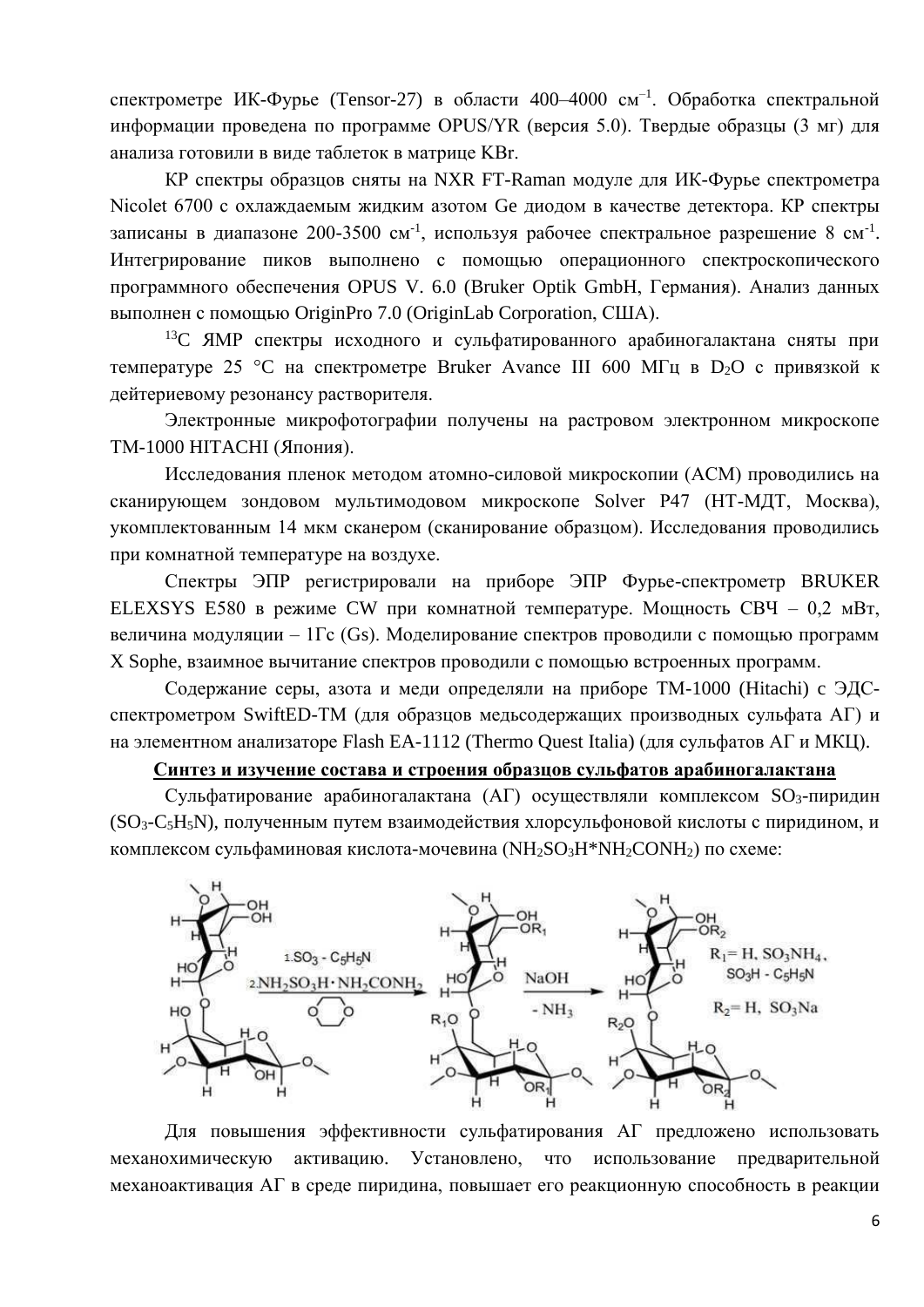спектрометре ИК-Фурье (Tensor-27) в области 400–4000 см$^{-1}$. Обработка спектральной информации проведена по программе OPUS/YR (версия 5.0). Твердые образцы (3 мг) для анализа готовили в виде таблеток в матрице KBr.

КР спектры образцов сняты на NXR FT-Raman модуле для ИК-Фурье спектрометра Nicolet 6700 с охлаждаемым жидким азотом Ge диодом в качестве детектора. КР спектры записаны в диапазоне 200-3500 см$^{-1}$, используя рабочее спектральное разрешение 8 см$^{-1}$. Интегрирование пиков выполнено с помощью операционного спектроскопического программного обеспечения OPUS V. 6.0 (Bruker Optik GmbH, Германия). Анализ данных выполнен с помощью OriginPro 7.0 (OriginLab Corporation, США).

$^{13}$C ЯМР спектры исходного и сульфатированного арабиногалактана сняты при температуре 25 °C на спектрометре Bruker Avance III 600 МГц в $D_2O$ с привязкой к дейтериевому резонансу растворителя.

Электронные микрофотографии получены на растровом электронном микроскопе TM-1000 HITACHI (Япония).

Исследования пленок методом атомно-силовой микроскопии (АСМ) проводились на сканирующем зондовом мультимодовом микроскопе Solver P47 (НТ-МДТ, Москва), укомплектованным 14 мкм сканером (сканирование образцом). Исследования проводились при комнатной температуре на воздухе.

Спектры ЭПР регистрировали на приборе ЭПР Фурье-спектрометр BRUKER ELEXSYS E580 в режиме CW при комнатной температуре. Мощность СВЧ – 0,2 мВт, величина модуляции – 1Гс (Gs). Моделирование спектров проводили с помощью программ X Sophe, взаимное вычитание спектров проводили с помощью встроенных программ.

Содержание серы, азота и меди определяли на приборе TM-1000 (Hitachi) с ЭДС-спектрометром SwiftED-TM (для образцов медьсодержащих производных сульфата АГ) и на элементном анализаторе Flash EA-1112 (Thermo Quest Italia) (для сульфатов АГ и МКЦ).

**Синтез и изучение состава и строения образцов сульфатов арабиногалактана**

Сульфатирование арабиногалактана (АГ) осуществляли комплексом $SO_3$-пиридин ($SO_3$-$C_5H_5N$), полученным путем взаимодействия хлорсульфоновой кислоты с пиридином, и комплексом сульфаминовая кислота-мочевина ($NH_2SO_3H$*$NH_2CONH_2$) по схеме:

1. $SO_3$ - $C_5H_5N$
2. $NH_2SO_3H \cdot NH_2CONH_2$

NaOH, - $NH_3$

$R_1$= H, $SO_3NH_4$, $SO_3H$ - $C_5H_5N$

$R_2$= H, $SO_3Na$

Для повышения эффективности сульфатирования АГ предложено использовать механохимическую активацию. Установлено, что использование предварительной механоактивация АГ в среде пиридина, повышает его реакционную способность в реакции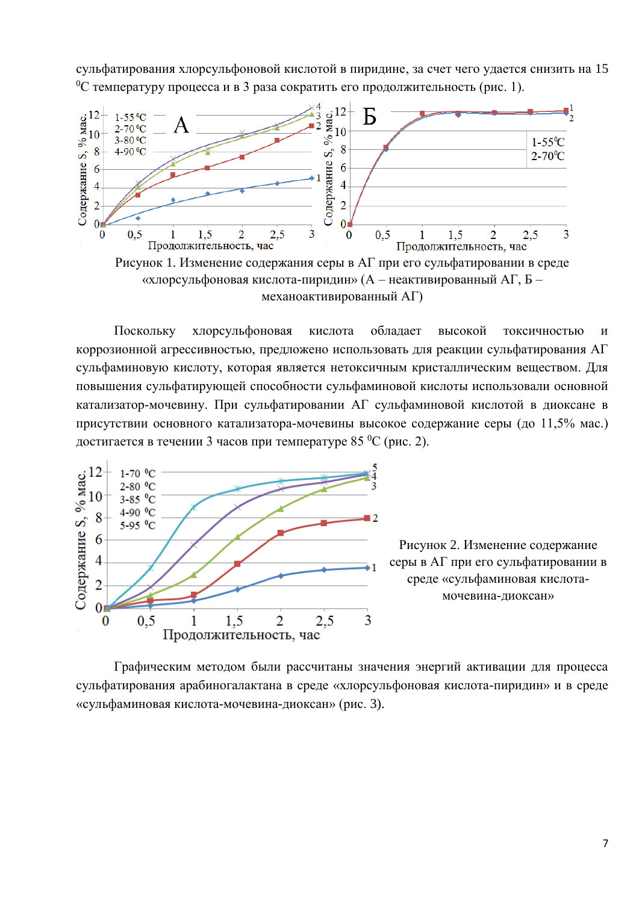сульфатирования хлорсульфоновой кислотой в пиридине, за счет чего удается снизить на 15 $^0$C температуру процесса и в 3 раза сократить его продолжительность (рис. 1).

Рисунок 1. Изменение содержания серы в АГ при его сульфатировании в среде «хлорсульфоновая кислота-пиридин» (А – неактивированный АГ, Б – механоактивированный АГ)

Поскольку хлорсульфоновая кислота обладает высокой токсичностью и коррозионной агрессивностью, предложено использовать для реакции сульфатирования АГ сульфаминовую кислоту, которая является нетоксичным кристаллическим веществом. Для повышения сульфатирующей способности сульфаминовой кислоты использовали основной катализатор-мочевину. При сульфатировании АГ сульфаминовой кислотой в диоксане в присутствии основного катализатора-мочевины высокое содержание серы (до 11,5% мас.) достигается в течении 3 часов при температуре 85 $^0$C (рис. 2).

Рисунок 2. Изменение содержание серы в АГ при его сульфатировании в среде «сульфаминовая кислота-мочевина-диоксан»

Графическим методом были рассчитаны значения энергий активации для процесса сульфатирования арабиногалактана в среде «хлорсульфоновая кислота-пиридин» и в среде «сульфаминовая кислота-мочевина-диоксан» (рис. 3).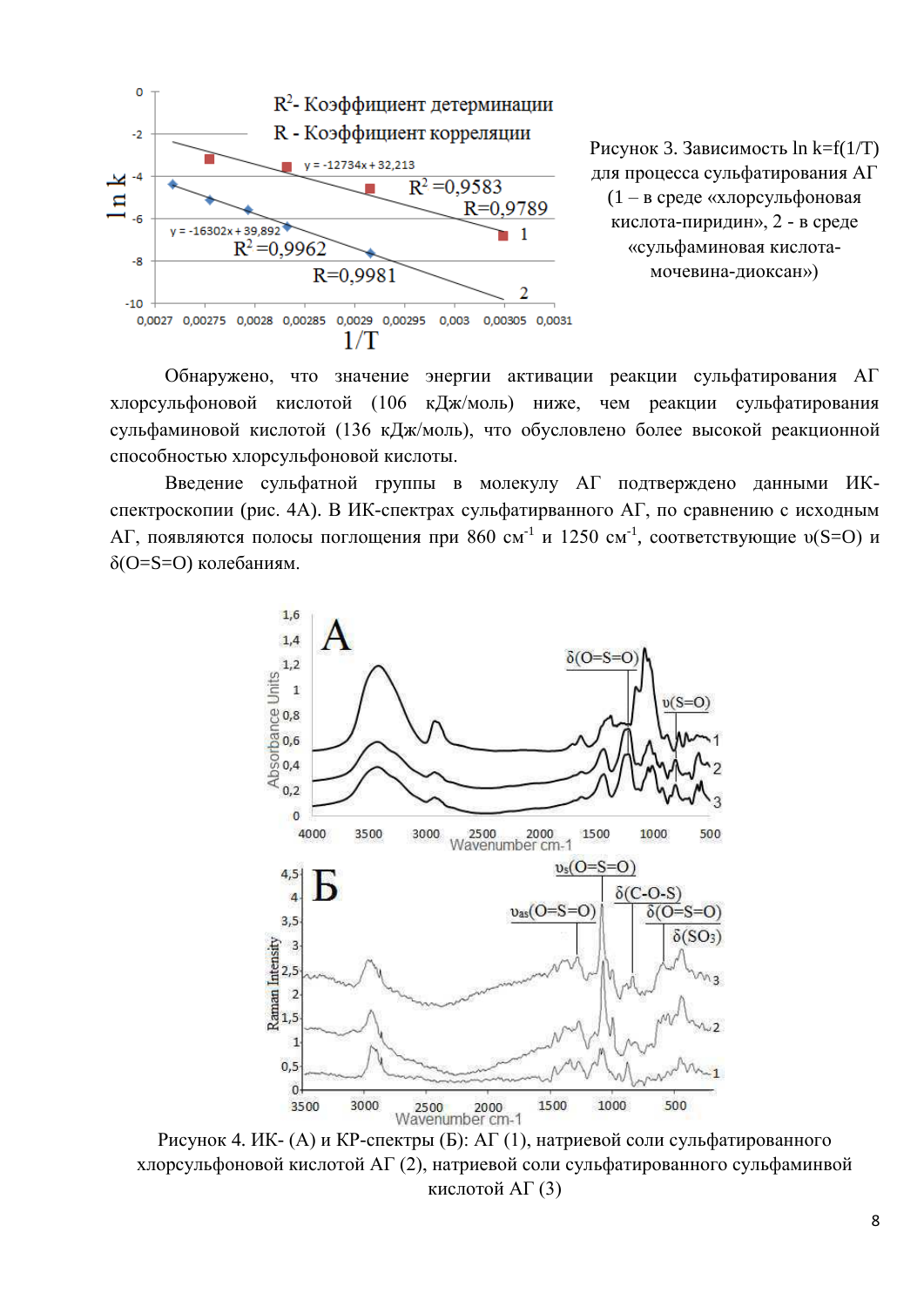Рисунок 3. Зависимость ln k=f(1/T) для процесса сульфатирования АГ (1 – в среде «хлорсульфоновая кислота-пиридин», 2 - в среде «сульфаминовая кислота-мочевина-диоксан»)

Обнаружено, что значение энергии активации реакции сульфатирования АГ хлорсульфоновой кислотой (106 кДж/моль) ниже, чем реакции сульфатирования сульфаминовой кислотой (136 кДж/моль), что обусловлено более высокой реакционной способностью хлорсульфоновой кислоты.

Введение сульфатной группы в молекулу АГ подтверждено данными ИК-спектроскопии (рис. 4А). В ИК-спектрах сульфатирванного АГ, по сравнению с исходным АГ, появляются полосы поглощения при 860 см$^{-1}$ и 1250 см$^{-1}$, соответствующие υ(S=O) и δ(O=S=O) колебаниям.

Рисунок 4. ИК- (А) и КР-спектры (Б): АГ (1), натриевой соли сульфатированного хлорсульфоновой кислотой АГ (2), натриевой соли сульфатированного сульфаминвой кислотой АГ (3)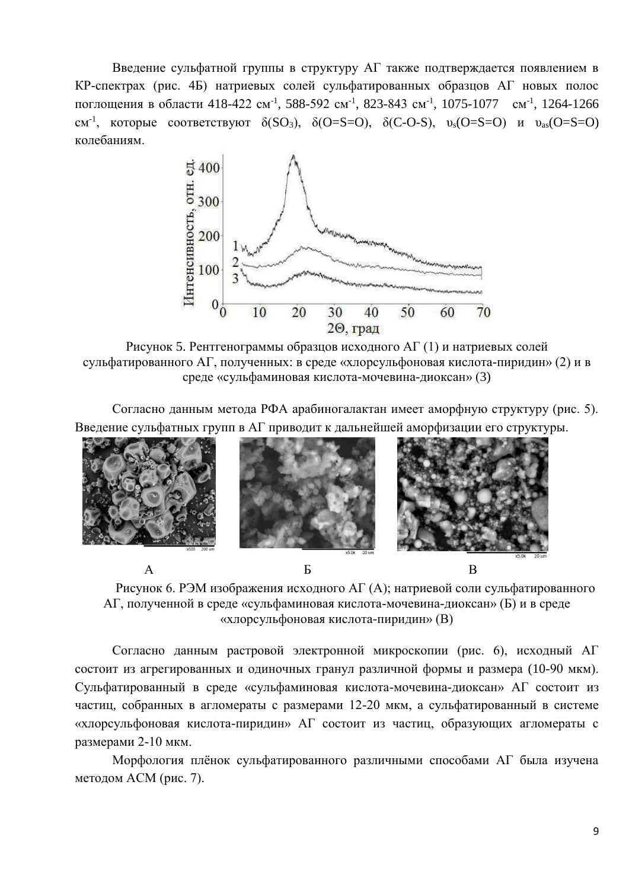Введение сульфатной группы в структуру АГ также подтверждается появлением в КР-спектрах (рис. 4Б) натриевых солей сульфатированных образцов АГ новых полос поглощения в области 418-422 см$^{-1}$, 588-592 см$^{-1}$, 823-843 см$^{-1}$, 1075-1077 см$^{-1}$, 1264-1266 см$^{-1}$, которые соответствуют $\delta(SO_3)$, $\delta(O{=}S{=}O)$, $\delta(C{-}O{-}S)$, $\upsilon_s(O{=}S{=}O)$ и $\upsilon_{as}(O{=}S{=}O)$ колебаниям.

Рисунок 5. Рентгенограммы образцов исходного АГ (1) и натриевых солей сульфатированного АГ, полученных: в среде «хлорсульфоновая кислота-пиридин» (2) и в среде «сульфаминовая кислота-мочевина-диоксан» (3)

Согласно данным метода РФА арабиногалактан имеет аморфную структуру (рис. 5). Введение сульфатных групп в АГ приводит к дальнейшей аморфизации его структуры.

А Б В

Рисунок 6. РЭМ изображения исходного АГ (А); натриевой соли сульфатированного АГ, полученной в среде «сульфаминовая кислота-мочевина-диоксан» (Б) и в среде «хлорсульфоновая кислота-пиридин» (В)

Согласно данным растровой электронной микроскопии (рис. 6), исходный АГ состоит из агрегированных и одиночных гранул различной формы и размера (10-90 мкм). Сульфатированный в среде «сульфаминовая кислота-мочевина-диоксан» АГ состоит из частиц, собранных в агломераты с размерами 12-20 мкм, а сульфатированный в системе «хлорсульфоновая кислота-пиридин» АГ состоит из частиц, образующих агломераты с размерами 2-10 мкм.

Морфология плёнок сульфатированного различными способами АГ была изучена методом АСМ (рис. 7).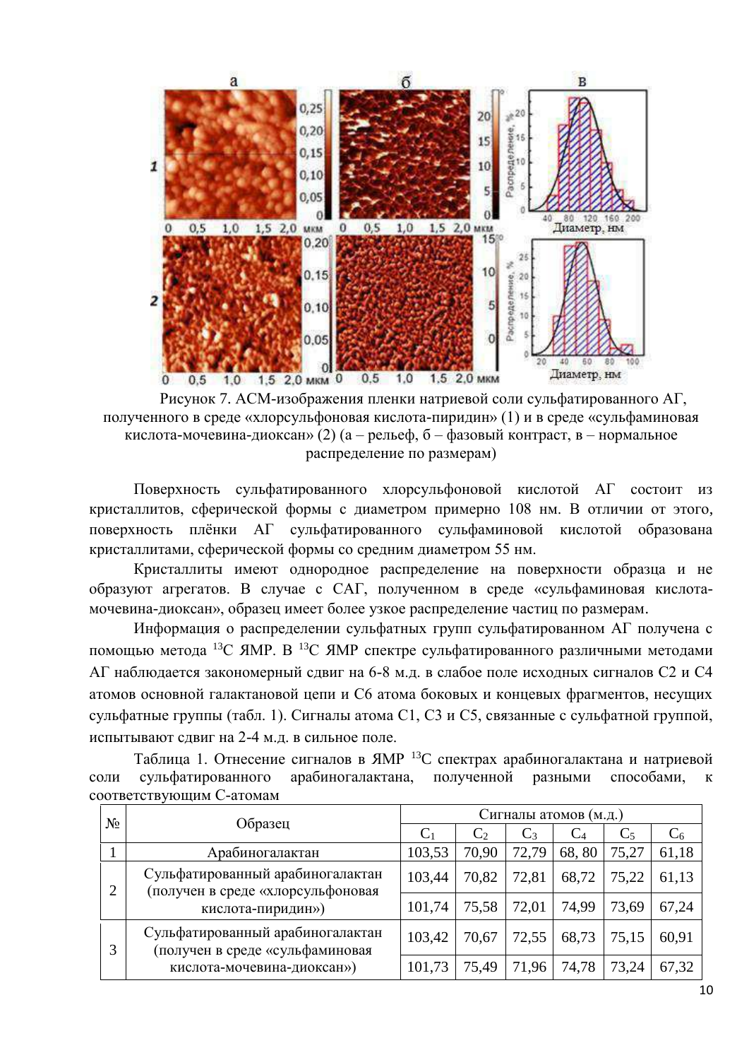Рисунок 7. АСМ-изображения пленки натриевой соли сульфатированного АГ, полученного в среде «хлорсульфоновая кислота-пиридин» (1) и в среде «сульфаминовая кислота-мочевина-диоксан» (2) (а – рельеф, б – фазовый контраст, в – нормальное распределение по размерам)

Поверхность сульфатированного хлорсульфоновой кислотой АГ состоит из кристаллитов, сферической формы с диаметром примерно 108 нм. В отличии от этого, поверхность плёнки АГ сульфатированного сульфаминовой кислотой образована кристаллитами, сферической формы со средним диаметром 55 нм.

Кристаллиты имеют однородное распределение на поверхности образца и не образуют агрегатов. В случае с САГ, полученном в среде «сульфаминовая кислота-мочевина-диоксан», образец имеет более узкое распределение частиц по размерам.

Информация о распределении сульфатных групп сульфатированном АГ получена с помощью метода $^{13}C$ ЯМР. В $^{13}C$ ЯМР спектре сульфатированного различными методами АГ наблюдается закономерный сдвиг на 6-8 м.д. в слабое поле исходных сигналов С2 и С4 атомов основной галактановой цепи и С6 атома боковых и концевых фрагментов, несущих сульфатные группы (табл. 1). Сигналы атома С1, С3 и С5, связанные с сульфатной группой, испытывают сдвиг на 2-4 м.д. в сильное поле.

Таблица 1. Отнесение сигналов в ЯМР $^{13}C$ спектрах арабиногалактана и натриевой соли сульфатированного арабиногалактана, полученной разными способами, к соответствующим С-атомам

| № | Образец | Сигналы атомов (м.д.) | | | | | |
|---|---|---|---|---|---|---|---|
| | | $C_1$ | $C_2$ | $C_3$ | $C_4$ | $C_5$ | $C_6$ |
| 1 | Арабиногалактан | 103,53 | 70,90 | 72,79 | 68, 80 | 75,27 | 61,18 |
| 2 | Сульфатированный арабиногалактан (получен в среде «хлорсульфоновая кислота-пиридин») | 103,44 | 70,82 | 72,81 | 68,72 | 75,22 | 61,13 |
| | | 101,74 | 75,58 | 72,01 | 74,99 | 73,69 | 67,24 |
| 3 | Сульфатированный арабиногалактан (получен в среде «сульфаминовая кислота-мочевина-диоксан») | 103,42 | 70,67 | 72,55 | 68,73 | 75,15 | 60,91 |
| | | 101,73 | 75,49 | 71,96 | 74,78 | 73,24 | 67,32 |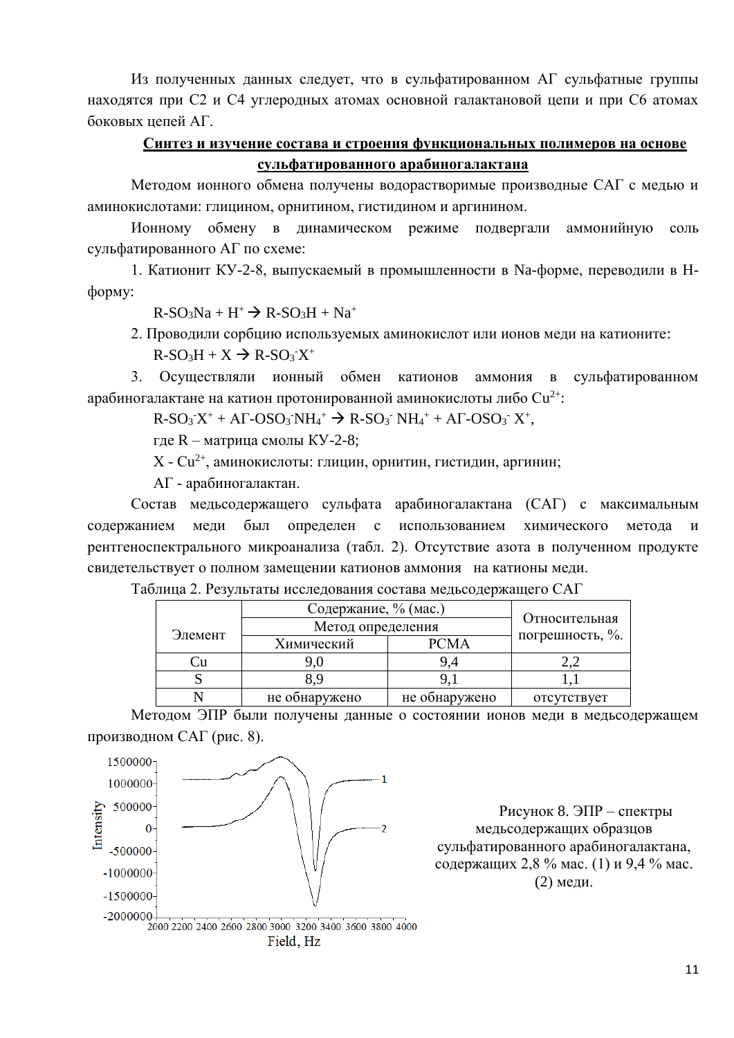Из полученных данных следует, что в сульфатированном АГ сульфатные группы находятся при С2 и С4 углеродных атомах основной галактановой цепи и при С6 атомах боковых цепей АГ.

## Синтез и изучение состава и строения функциональных полимеров на основе сульфатированного арабиногалактана

Методом ионного обмена получены водорастворимые производные САГ с медью и аминокислотами: глицином, орнитином, гистидином и аргинином.

Ионному обмену в динамическом режиме подвергали аммонийную соль сульфатированного АГ по схеме:

1. Катионит КУ-2-8, выпускаемый в промышленности в Na-форме, переводили в Н-форму:

$$R\text{-}SO_3Na + H^+ \rightarrow R\text{-}SO_3H + Na^+$$

2. Проводили сорбцию используемых аминокислот или ионов меди на катионите:

$$R\text{-}SO_3H + X \rightarrow R\text{-}SO_3^-X^+$$

3. Осуществляли ионный обмен катионов аммония в сульфатированном арабиногалактане на катион протонированной аминокислоты либо $Cu^{2+}$:

$$R\text{-}SO_3^-X^+ + \text{АГ-}OSO_3^-NH_4^+ \rightarrow R\text{-}SO_3^-\,NH_4^+ + \text{АГ-}OSO_3^-\,X^+,$$

где R – матрица смолы КУ-2-8;

X - $Cu^{2+}$, аминокислоты: глицин, орнитин, гистидин, аргинин;

АГ - арабиногалактан.

Состав медьсодержащего сульфата арабиногалактана (САГ) с максимальным содержанием меди был определен с использованием химического метода и рентгеноспектрального микроанализа (табл. 2). Отсутствие азота в полученном продукте свидетельствует о полном замещении катионов аммония на катионы меди.

Таблица 2. Результаты исследования состава медьсодержащего САГ

| Элемент | Содержание, % (мас.) | | Относительная погрешность, %. |
|---|---|---|---|
| | Метод определения | | |
| | Химический | РСМА | |
| Cu | 9,0 | 9,4 | 2,2 |
| S | 8,9 | 9,1 | 1,1 |
| N | не обнаружено | не обнаружено | отсутствует |

Методом ЭПР были получены данные о состоянии ионов меди в медьсодержащем производном САГ (рис. 8).

Рисунок 8. ЭПР – спектры медьсодержащих образцов сульфатированного арабиногалактана, содержащих 2,8 % мас. (1) и 9,4 % мас. (2) меди.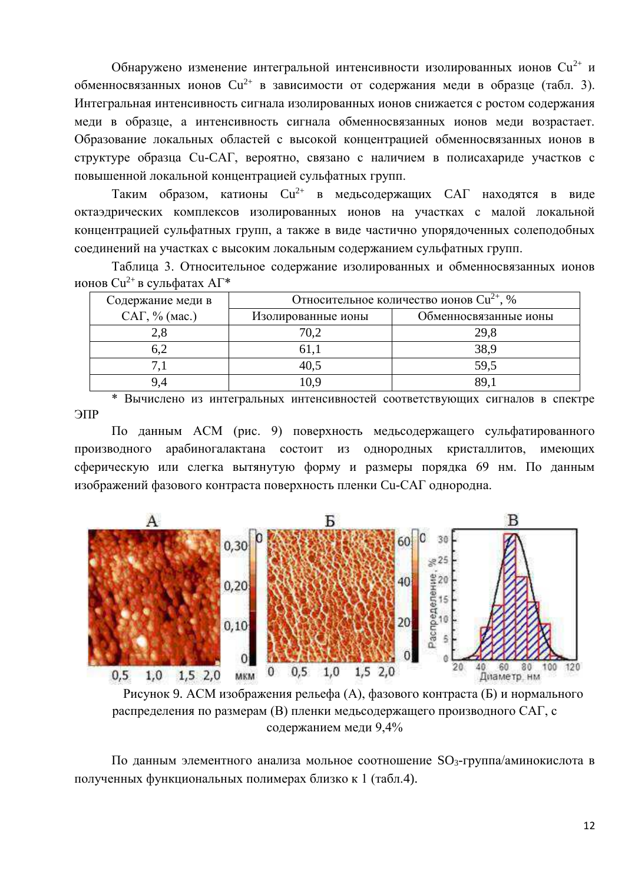Обнаружено изменение интегральной интенсивности изолированных ионов $Cu^{2+}$ и обменносвязанных ионов $Cu^{2+}$ в зависимости от содержания меди в образце (табл. 3). Интегральная интенсивность сигнала изолированных ионов снижается с ростом содержания меди в образце, а интенсивность сигнала обменносвязанных ионов меди возрастает. Образование локальных областей с высокой концентрацией обменносвязанных ионов в структуре образца Cu-САГ, вероятно, связано с наличием в полисахариде участков с повышенной локальной концентрацией сульфатных групп.

Таким образом, катионы $Cu^{2+}$ в медьсодержащих САГ находятся в виде октаэдрических комплексов изолированных ионов на участках с малой локальной концентрацией сульфатных групп, а также в виде частично упорядоченных солеподобных соединений на участках с высоким локальным содержанием сульфатных групп.

Таблица 3. Относительное содержание изолированных и обменносвязанных ионов ионов $Cu^{2+}$ в сульфатах АГ*

| Содержание меди в САГ, % (мас.) | Относительное количество ионов $Cu^{2+}$, % | |
|---|---|---|
| | Изолированные ионы | Обменносвязанные ионы |
| 2,8 | 70,2 | 29,8 |
| 6,2 | 61,1 | 38,9 |
| 7,1 | 40,5 | 59,5 |
| 9,4 | 10,9 | 89,1 |

\* Вычислено из интегральных интенсивностей соответствующих сигналов в спектре ЭПР

По данным АСМ (рис. 9) поверхность медьсодержащего сульфатированного производного арабиногалактана состоит из однородных кристаллитов, имеющих сферическую или слегка вытянутую форму и размеры порядка 69 нм. По данным изображений фазового контраста поверхность пленки Cu-САГ однородна.

Рисунок 9. АСМ изображения рельефа (А), фазового контраста (Б) и нормального распределения по размерам (В) пленки медьсодержащего производного САГ, с содержанием меди 9,4%

По данным элементного анализа мольное соотношение $SO_3$-группа/аминокислота в полученных функциональных полимерах близко к 1 (табл.4).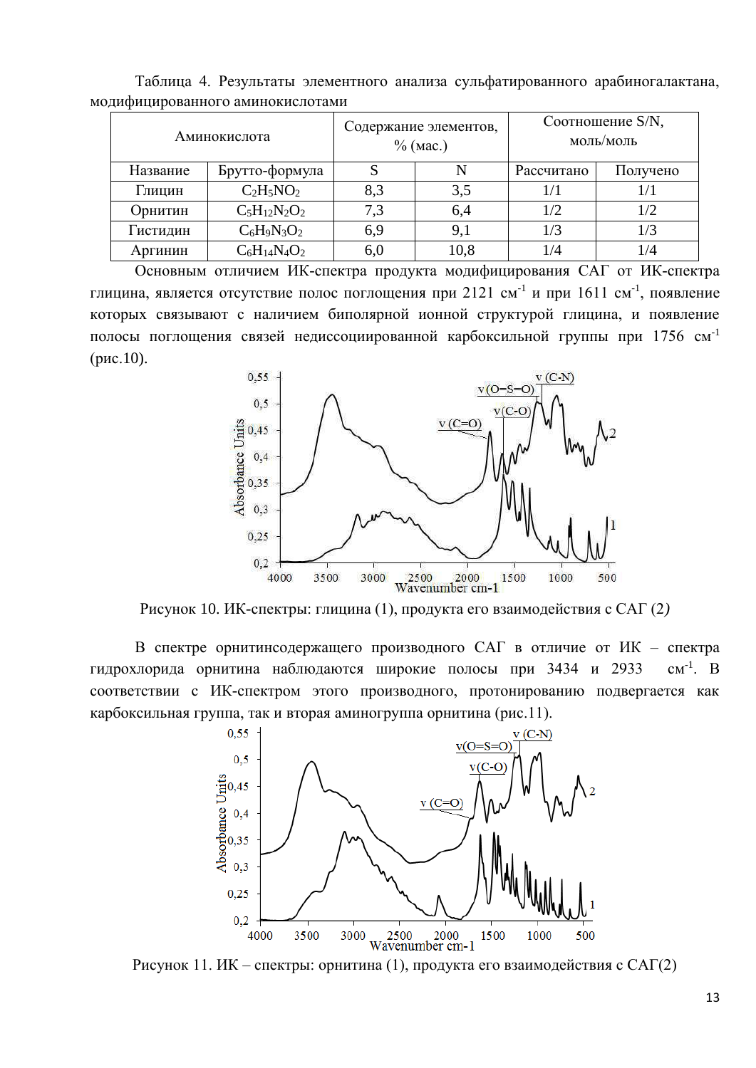Таблица 4. Результаты элементного анализа сульфатированного арабиногалактана, модифицированного аминокислотами

| Аминокислота | | Содержание элементов, % (мас.) | | Соотношение S/N, моль/моль | |
|---|---|---|---|---|---|
| Название | Брутто-формула | S | N | Рассчитано | Получено |
| Глицин | $C_2H_5NO_2$ | 8,3 | 3,5 | 1/1 | 1/1 |
| Орнитин | $C_5H_{12}N_2O_2$ | 7,3 | 6,4 | 1/2 | 1/2 |
| Гистидин | $C_6H_9N_3O_2$ | 6,9 | 9,1 | 1/3 | 1/3 |
| Аргинин | $C_6H_{14}N_4O_2$ | 6,0 | 10,8 | 1/4 | 1/4 |

Основным отличием ИК-спектра продукта модифицирования САГ от ИК-спектра глицина, является отсутствие полос поглощения при 2121 см$^{-1}$ и при 1611 см$^{-1}$, появление которых связывают с наличием биполярной ионной структурой глицина, и появление полосы поглощения связей недиссоциированной карбоксильной группы при 1756 см$^{-1}$ (рис.10).

Рисунок 10. ИК-спектры: глицина (1), продукта его взаимодействия с САГ (2)

В спектре орнитинсодержащего производного САГ в отличие от ИК – спектра гидрохлорида орнитина наблюдаются широкие полосы при 3434 и 2933 см$^{-1}$. В соответствии с ИК-спектром этого производного, протонированию подвергается как карбоксильная группа, так и вторая аминогруппа орнитина (рис.11).

Рисунок 11. ИК – спектры: орнитина (1), продукта его взаимодействия с САГ(2)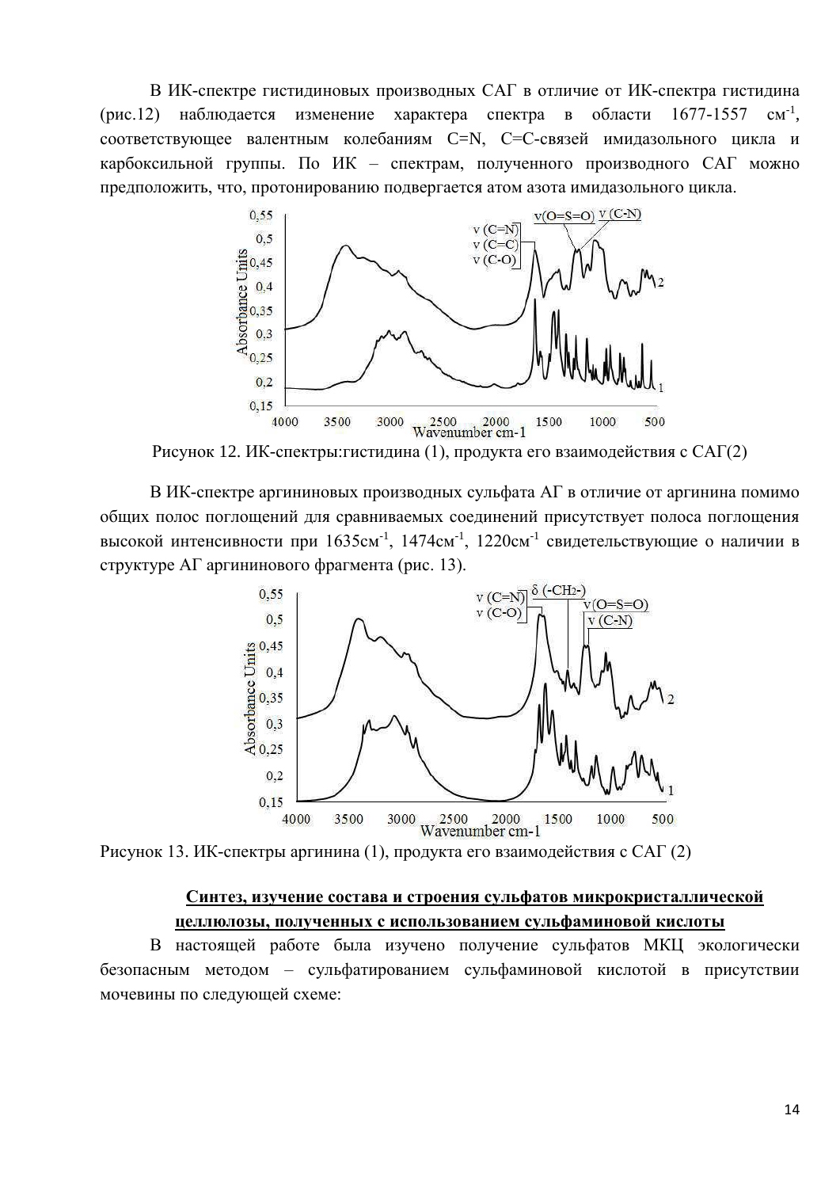В ИК-спектре гистидиновых производных САГ в отличие от ИК-спектра гистидина (рис.12) наблюдается изменение характера спектра в области 1677-1557 см$^{-1}$, соответствующее валентным колебаниям C=N, C=C-связей имидазольного цикла и карбоксильной группы. По ИК – спектрам, полученного производного САГ можно предположить, что, протонированию подвергается атом азота имидазольного цикла.

Рисунок 12. ИК-спектры:гистидина (1), продукта его взаимодействия с САГ(2)

В ИК-спектре аргининовых производных сульфата АГ в отличие от аргинина помимо общих полос поглощений для сравниваемых соединений присутствует полоса поглощения высокой интенсивности при 1635см$^{-1}$, 1474см$^{-1}$, 1220см$^{-1}$ свидетельствующие о наличии в структуре АГ аргининового фрагмента (рис. 13).

Рисунок 13. ИК-спектры аргинина (1), продукта его взаимодействия с САГ (2)

**Синтез, изучение состава и строения сульфатов микрокристаллической целлюлозы, полученных с использованием сульфаминовой кислоты**

В настоящей работе была изучено получение сульфатов МКЦ экологически безопасным методом – сульфатированием сульфаминовой кислотой в присутствии мочевины по следующей схеме: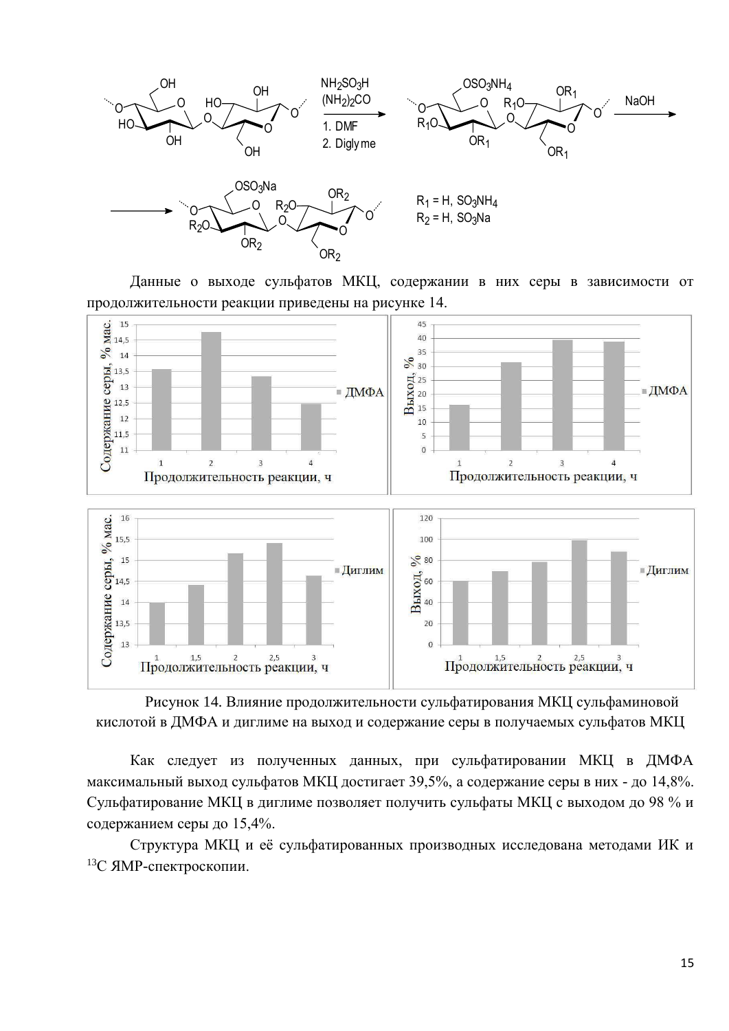$R_1$ = H, $SO_3NH_4$

$R_2$ = H, $SO_3Na$

Данные о выходе сульфатов МКЦ, содержании в них серы в зависимости от продолжительности реакции приведены на рисунке 14.

Рисунок 14. Влияние продолжительности сульфатирования МКЦ сульфаминовой кислотой в ДМФА и диглиме на выход и содержание серы в получаемых сульфатов МКЦ

Как следует из полученных данных, при сульфатировании МКЦ в ДМФА максимальный выход сульфатов МКЦ достигает 39,5%, а содержание серы в них - до 14,8%. Сульфатирование МКЦ в диглиме позволяет получить сульфаты МКЦ с выходом до 98 % и содержанием серы до 15,4%.

Структура МКЦ и её сульфатированных производных исследована методами ИК и $^{13}$C ЯМР-спектроскопии.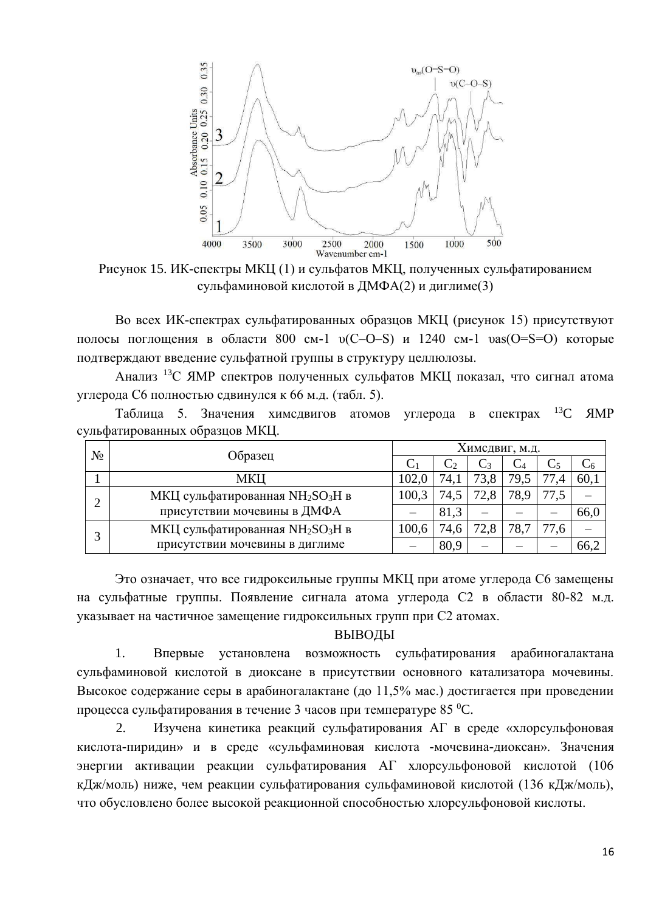Рисунок 15. ИК-спектры МКЦ (1) и сульфатов МКЦ, полученных сульфатированием сульфаминовой кислотой в ДМФА(2) и диглиме(3)

Во всех ИК-спектрах сульфатированных образцов МКЦ (рисунок 15) присутствуют полосы поглощения в области 800 см-1 υ(C–O–S) и 1240 см-1 υas(O=S=O) которые подтверждают введение сульфатной группы в структуру целлюлозы.

Анализ $^{13}$С ЯМР спектров полученных сульфатов МКЦ показал, что сигнал атома углерода С6 полностью сдвинулся к 66 м.д. (табл. 5).

Таблица 5. Значения химсдвигов атомов углерода в спектрах $^{13}$С ЯМР сульфатированных образцов МКЦ.

| № | Образец | Химсдвиг, м.д. | | | | | |
|---|---|---|---|---|---|---|---|
| | | $C_1$ | $C_2$ | $C_3$ | $C_4$ | $C_5$ | $C_6$ |
| 1 | МКЦ | 102,0 | 74,1 | 73,8 | 79,5 | 77,4 | 60,1 |
| 2 | МКЦ сульфатированная $NH_2SO_3H$ в присутствии мочевины в ДМФА | 100,3 | 74,5 | 72,8 | 78,9 | 77,5 | – |
| | | – | 81,3 | – | – | – | 66,0 |
| 3 | МКЦ сульфатированная $NH_2SO_3H$ в присутствии мочевины в диглиме | 100,6 | 74,6 | 72,8 | 78,7 | 77,6 | – |
| | | – | 80,9 | – | – | – | 66,2 |

Это означает, что все гидроксильные группы МКЦ при атоме углерода С6 замещены на сульфатные группы. Появление сигнала атома углерода С2 в области 80-82 м.д. указывает на частичное замещение гидроксильных групп при С2 атомах.

## ВЫВОДЫ

1. Впервые установлена возможность сульфатирования арабиногалактана сульфаминовой кислотой в диоксане в присутствии основного катализатора мочевины. Высокое содержание серы в арабиногалактане (до 11,5% мас.) достигается при проведении процесса сульфатирования в течение 3 часов при температуре 85 $^0$С.

2. Изучена кинетика реакций сульфатирования АГ в среде «хлорсульфоновая кислота-пиридин» и в среде «сульфаминовая кислота -мочевина-диоксан». Значения энергии активации реакции сульфатирования АГ хлорсульфоновой кислотой (106 кДж/моль) ниже, чем реакции сульфатирования сульфаминовой кислотой (136 кДж/моль), что обусловлено более высокой реакционной способностью хлорсульфоновой кислоты.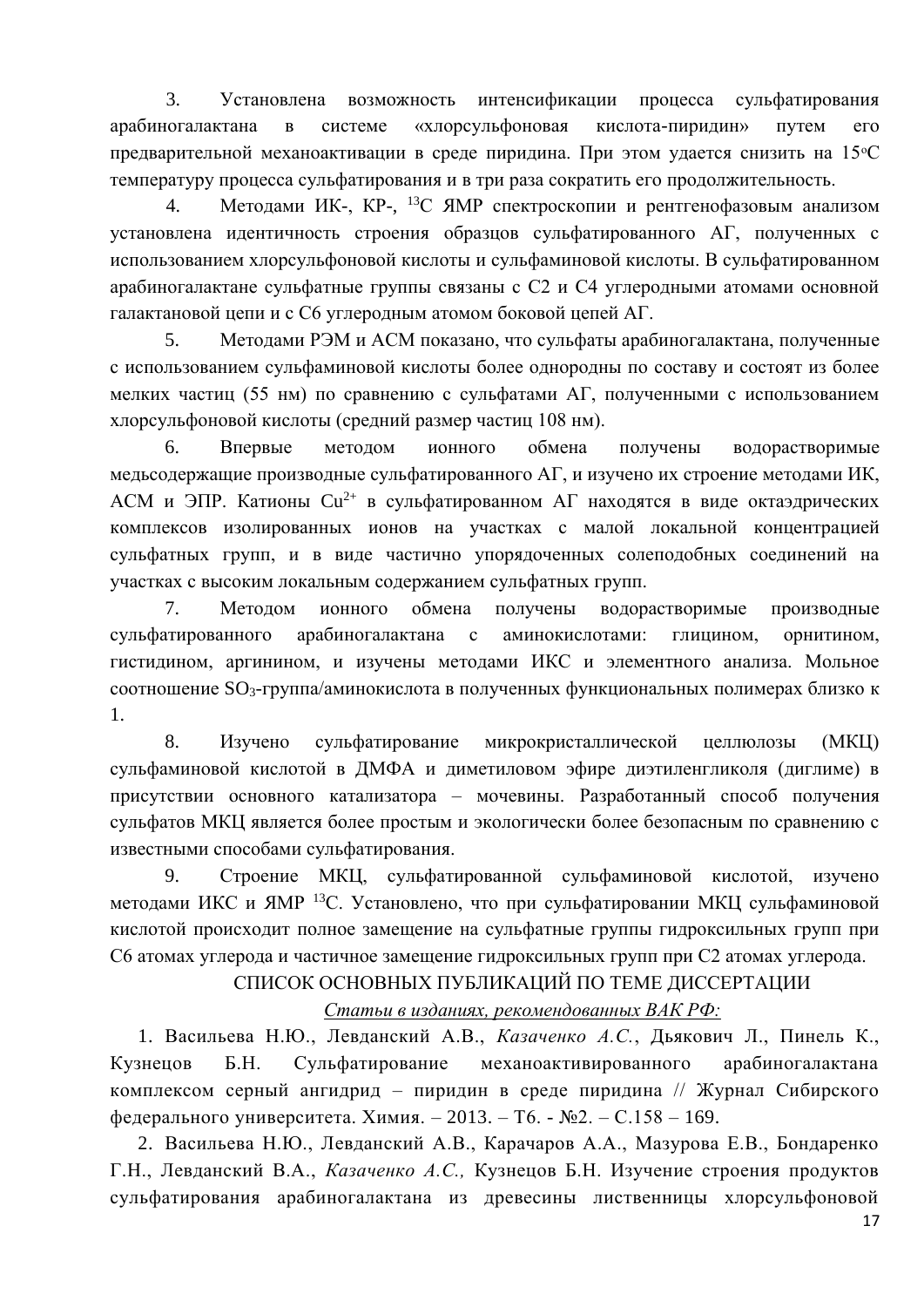3. Установлена возможность интенсификации процесса сульфатирования арабиногалактана в системе «хлорсульфоновая кислота-пиридин» путем его предварительной механоактивации в среде пиридина. При этом удается снизить на 15$^{o}$C температуру процесса сульфатирования и в три раза сократить его продолжительность.

4. Методами ИК-, КР-, $^{13}$С ЯМР спектроскопии и рентгенофазовым анализом установлена идентичность строения образцов сульфатированного АГ, полученных с использованием хлорсульфоновой кислоты и сульфаминовой кислоты. В сульфатированном арабиногалактане сульфатные группы связаны с С2 и С4 углеродными атомами основной галактановой цепи и с С6 углеродным атомом боковой цепей АГ.

5. Методами РЭМ и АСМ показано, что сульфаты арабиногалактана, полученные с использованием сульфаминовой кислоты более однородны по составу и состоят из более мелких частиц (55 нм) по сравнению с сульфатами АГ, полученными с использованием хлорсульфоновой кислоты (средний размер частиц 108 нм).

6. Впервые методом ионного обмена получены водорастворимые медьсодержащие производные сульфатированного АГ, и изучено их строение методами ИК, АСМ и ЭПР. Катионы $Cu^{2+}$ в сульфатированном АГ находятся в виде октаэдрических комплексов изолированных ионов на участках с малой локальной концентрацией сульфатных групп, и в виде частично упорядоченных солеподобных соединений на участках с высоким локальным содержанием сульфатных групп.

7. Методом ионного обмена получены водорастворимые производные сульфатированного арабиногалактана с аминокислотами: глицином, орнитином, гистидином, аргинином, и изучены методами ИКС и элементного анализа. Мольное соотношение $SO_3$-группа/аминокислота в полученных функциональных полимерах близко к 1.

8. Изучено сульфатирование микрокристаллической целлюлозы (МКЦ) сульфаминовой кислотой в ДМФА и диметиловом эфире диэтиленгликоля (диглиме) в присутствии основного катализатора – мочевины. Разработанный способ получения сульфатов МКЦ является более простым и экологически более безопасным по сравнению с известными способами сульфатирования.

9. Строение МКЦ, сульфатированной сульфаминовой кислотой, изучено методами ИКС и ЯМР $^{13}$С. Установлено, что при сульфатировании МКЦ сульфаминовой кислотой происходит полное замещение на сульфатные группы гидроксильных групп при С6 атомах углерода и частичное замещение гидроксильных групп при С2 атомах углерода.

## СПИСОК ОСНОВНЫХ ПУБЛИКАЦИЙ ПО ТЕМЕ ДИССЕРТАЦИИ

*Статьи в изданиях, рекомендованных ВАК РФ:*

1. Васильева Н.Ю., Левданский А.В., *Казаченко А.С.*, Дьякович Л., Пинель К., Кузнецов Б.Н. Сульфатирование механоактивированного арабиногалактана комплексом серный ангидрид – пиридин в среде пиридина // Журнал Сибирского федерального университета. Химия. – 2013. – Т6. - №2. – С.158 – 169.

2. Васильева Н.Ю., Левданский А.В., Карачаров А.А., Мазурова Е.В., Бондаренко Г.Н., Левданский В.А., *Казаченко А.С.,* Кузнецов Б.Н. Изучение строения продуктов сульфатирования арабиногалактана из древесины лиственницы хлорсульфоновой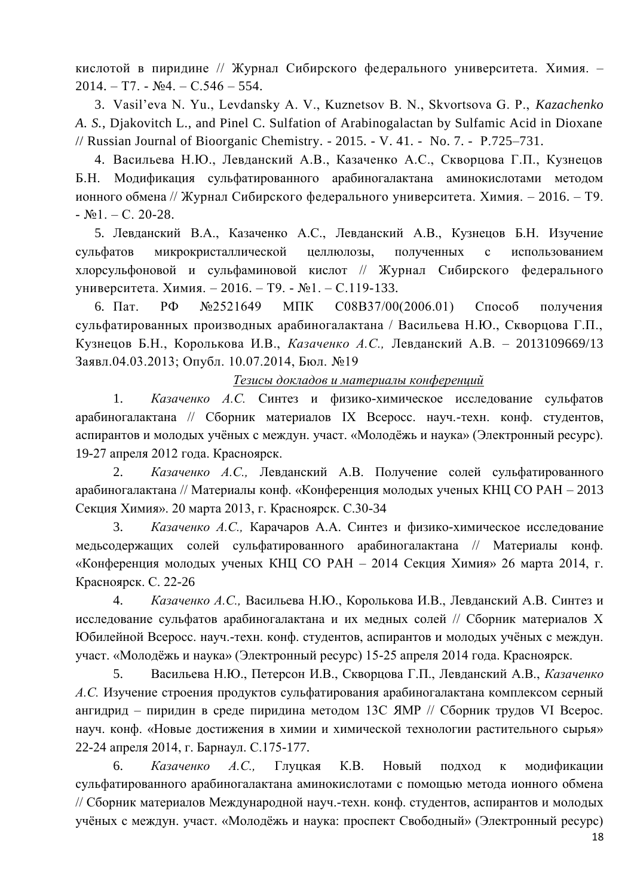кислотой в пиридине // Журнал Сибирского федерального университета. Химия. – 2014. – Т7. - №4. – С.546 – 554.

3. Vasil'eva N. Yu., Levdansky A. V., Kuznetsov B. N., Skvortsova G. P., *Kazachenko A. S.*, Djakovitch L., and Pinel C. Sulfation of Arabinogalactan by Sulfamic Acid in Dioxane // Russian Journal of Bioorganic Chemistry. - 2015. - V. 41. - No. 7. - P.725–731.

4. Васильева Н.Ю., Левданский А.В., Казаченко А.С., Скворцова Г.П., Кузнецов Б.Н. Модификация сульфатированного арабиногалактана аминокислотами методом ионного обмена // Журнал Сибирского федерального университета. Химия. – 2016. – Т9. - №1. – С. 20-28.

5. Левданский В.А., Казаченко А.С., Левданский А.В., Кузнецов Б.Н. Изучение сульфатов микрокристаллической целлюлозы, полученных с использованием хлорсульфоновой и сульфаминовой кислот // Журнал Сибирского федерального университета. Химия. – 2016. – Т9. - №1. – С.119-133.

6. Пат. РФ №2521649 МПК C08B37/00(2006.01) Способ получения сульфатированных производных арабиногалактана / Васильева Н.Ю., Скворцова Г.П., Кузнецов Б.Н., Королькова И.В., *Казаченко А.С.,* Левданский А.В. – 2013109669/13 Заявл.04.03.2013; Опубл. 10.07.2014, Бюл. №19

*Тезисы докладов и материалы конференций*

1. *Казаченко А.С.* Синтез и физико-химическое исследование сульфатов арабиногалактана // Сборник материалов IX Всеросс. науч.-техн. конф. студентов, аспирантов и молодых учёных с междун. участ. «Молодёжь и наука» (Электронный ресурс). 19-27 апреля 2012 года. Красноярск.

2. *Казаченко А.С.,* Левданский А.В. Получение солей сульфатированного арабиногалактана // Материалы конф. «Конференция молодых ученых КНЦ СО РАН – 2013 Секция Химия». 20 марта 2013, г. Красноярск. С.30-34

3. *Казаченко А.С.,* Карачаров А.А. Синтез и физико-химическое исследование медьсодержащих солей сульфатированного арабиногалактана // Материалы конф. «Конференция молодых ученых КНЦ СО РАН – 2014 Секция Химия» 26 марта 2014, г. Красноярск. С. 22-26

4. *Казаченко А.С.,* Васильева Н.Ю., Королькова И.В., Левданский А.В. Синтез и исследование сульфатов арабиногалактана и их медных солей // Сборник материалов X Юбилейной Всеросс. науч.-техн. конф. студентов, аспирантов и молодых учёных с междун. участ. «Молодёжь и наука» (Электронный ресурс) 15-25 апреля 2014 года. Красноярск.

5. Васильева Н.Ю., Петерсон И.В., Скворцова Г.П., Левданский А.В., *Казаченко А.С.* Изучение строения продуктов сульфатирования арабиногалактана комплексом серный ангидрид – пиридин в среде пиридина методом 13С ЯМР // Сборник трудов VI Всерос. науч. конф. «Новые достижения в химии и химической технологии растительного сырья» 22-24 апреля 2014, г. Барнаул. С.175-177.

6. *Казаченко А.С.,* Глуцкая К.В. Новый подход к модификации сульфатированного арабиногалактана аминокислотами с помощью метода ионного обмена // Сборник материалов Международной науч.-техн. конф. студентов, аспирантов и молодых учёных с междун. участ. «Молодёжь и наука: проспект Свободный» (Электронный ресурс)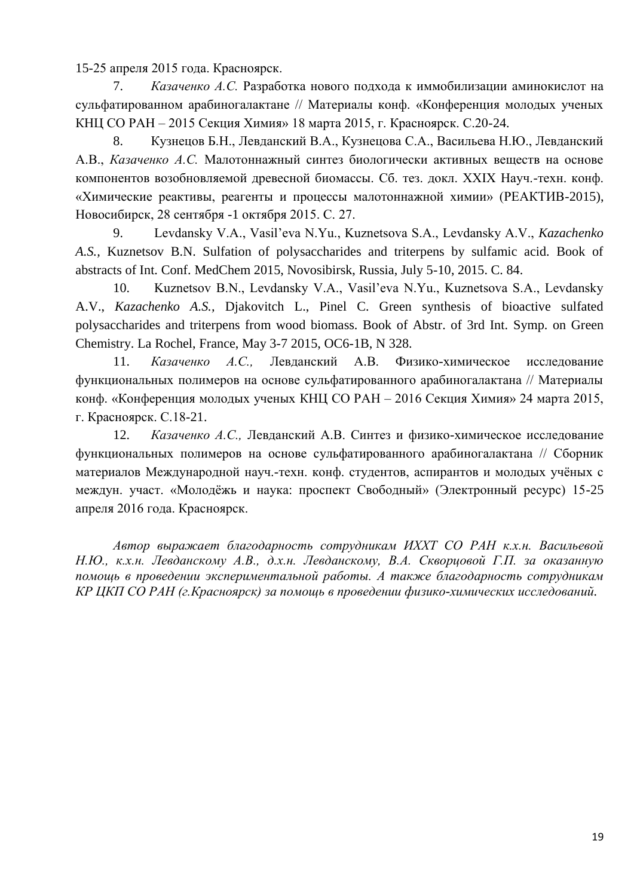15-25 апреля 2015 года. Красноярск.

7. *Казаченко А.С.* Разработка нового подхода к иммобилизации аминокислот на сульфатированном арабиногалактане // Материалы конф. «Конференция молодых ученых КНЦ СО РАН – 2015 Секция Химия» 18 марта 2015, г. Красноярск. С.20-24.

8. Кузнецов Б.Н., Левданский В.А., Кузнецова С.А., Васильева Н.Ю., Левданский А.В., *Казаченко А.С.* Малотоннажный синтез биологически активных веществ на основе компонентов возобновляемой древесной биомассы. Сб. тез. докл. XXIX Науч.-техн. конф. «Химические реактивы, реагенты и процессы малотоннажной химии» (РЕАКТИВ-2015), Новосибирск, 28 сентября -1 октября 2015. С. 27.

9. Levdansky V.A., Vasil'eva N.Yu., Kuznetsova S.A., Levdansky A.V., *Kazachenko A.S.*, Kuznetsov B.N. Sulfation of polysaccharides and triterpens by sulfamic acid. Book of abstracts of Int. Conf. MedChem 2015, Novosibirsk, Russia, July 5-10, 2015. C. 84.

10. Kuznetsov B.N., Levdansky V.A., Vasil'eva N.Yu., Kuznetsova S.A., Levdansky A.V., *Kazachenko A.S.,* Djakovitch L., Pinel C. Green synthesis of bioactive sulfated polysaccharides and triterpens from wood biomass. Book of Abstr. of 3rd Int. Symp. on Green Chemistry. La Rochel, France, May 3-7 2015, OC6-1B, N 328.

11. *Казаченко А.С.,* Левданский А.В. Физико-химическое исследование функциональных полимеров на основе сульфатированного арабиногалактана // Материалы конф. «Конференция молодых ученых КНЦ СО РАН – 2016 Секция Химия» 24 марта 2015, г. Красноярск. С.18-21.

12. *Казаченко А.С.,* Левданский А.В. Синтез и физико-химическое исследование функциональных полимеров на основе сульфатированного арабиногалактана // Сборник материалов Международной науч.-техн. конф. студентов, аспирантов и молодых учёных с междун. участ. «Молодёжь и наука: проспект Свободный» (Электронный ресурс) 15-25 апреля 2016 года. Красноярск.

*Автор выражает благодарность сотрудникам ИХХТ СО РАН к.х.н. Васильевой Н.Ю., к.х.н. Левданскому А.В., д.х.н. Левданскому, В.А. Скворцовой Г.П. за оказанную помощь в проведении экспериментальной работы. А также благодарность сотрудникам КР ЦКП СО РАН (г.Красноярск) за помощь в проведении физико-химических исследований.*